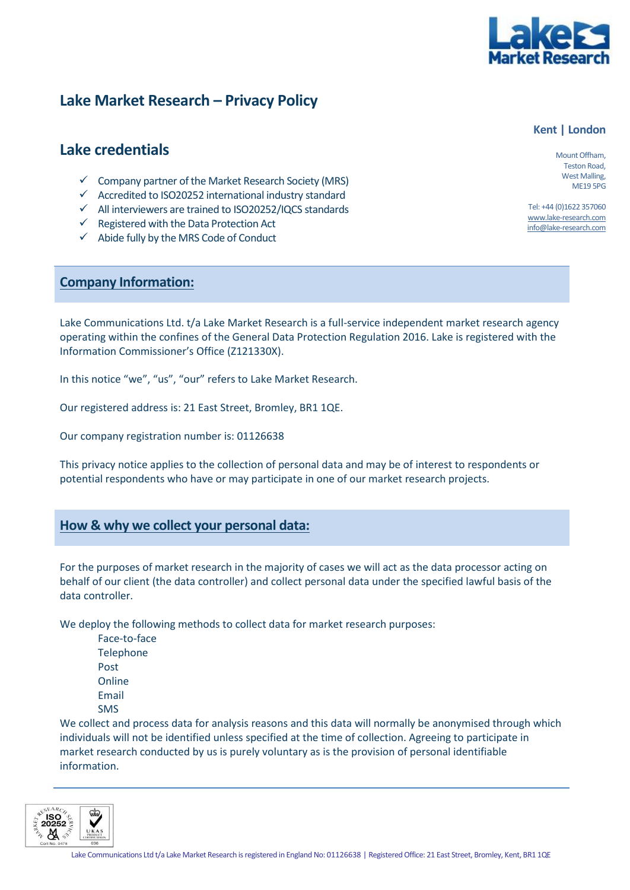# Lake Market Research – Privacy Policy

**Kent | London**

Mount Offham,
Teston Road,
West Malling,
ME19 5PG

Tel: +44 (0)1622 357060
www.lake-research.com
info@lake-research.com

## Lake credentials

- ✓ Company partner of the Market Research Society (MRS)
- ✓ Accredited to ISO20252 international industry standard
- ✓ All interviewers are trained to ISO20252/IQCS standards
- ✓ Registered with the Data Protection Act
- ✓ Abide fully by the MRS Code of Conduct

## Company Information:

Lake Communications Ltd. t/a Lake Market Research is a full-service independent market research agency operating within the confines of the General Data Protection Regulation 2016. Lake is registered with the Information Commissioner's Office (Z121330X).

In this notice "we", "us", "our" refers to Lake Market Research.

Our registered address is: 21 East Street, Bromley, BR1 1QE.

Our company registration number is: 01126638

This privacy notice applies to the collection of personal data and may be of interest to respondents or potential respondents who have or may participate in one of our market research projects.

## How & why we collect your personal data:

For the purposes of market research in the majority of cases we will act as the data processor acting on behalf of our client (the data controller) and collect personal data under the specified lawful basis of the data controller.

We deploy the following methods to collect data for market research purposes:

- Face-to-face
- Telephone
- Post
- Online
- Email
- SMS

We collect and process data for analysis reasons and this data will normally be anonymised through which individuals will not be identified unless specified at the time of collection. Agreeing to participate in market research conducted by us is purely voluntary as is the provision of personal identifiable information.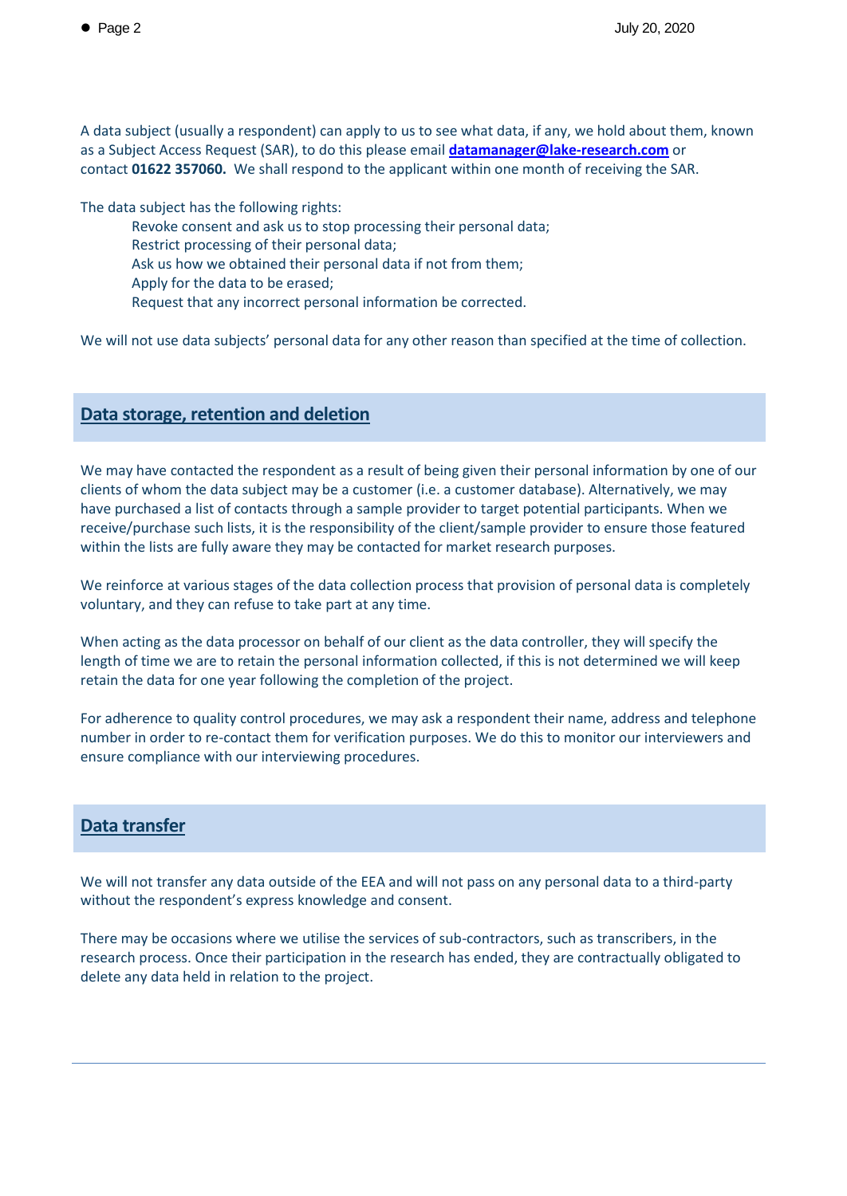A data subject (usually a respondent) can apply to us to see what data, if any, we hold about them, known as a Subject Access Request (SAR), to do this please email **datamanager@lake-research.com** or contact **01622 357060.** We shall respond to the applicant within one month of receiving the SAR.

The data subject has the following rights:

- Revoke consent and ask us to stop processing their personal data;
- Restrict processing of their personal data;
- Ask us how we obtained their personal data if not from them;
- Apply for the data to be erased;
- Request that any incorrect personal information be corrected.

We will not use data subjects' personal data for any other reason than specified at the time of collection.

## Data storage, retention and deletion

We may have contacted the respondent as a result of being given their personal information by one of our clients of whom the data subject may be a customer (i.e. a customer database). Alternatively, we may have purchased a list of contacts through a sample provider to target potential participants. When we receive/purchase such lists, it is the responsibility of the client/sample provider to ensure those featured within the lists are fully aware they may be contacted for market research purposes.

We reinforce at various stages of the data collection process that provision of personal data is completely voluntary, and they can refuse to take part at any time.

When acting as the data processor on behalf of our client as the data controller, they will specify the length of time we are to retain the personal information collected, if this is not determined we will keep retain the data for one year following the completion of the project.

For adherence to quality control procedures, we may ask a respondent their name, address and telephone number in order to re-contact them for verification purposes. We do this to monitor our interviewers and ensure compliance with our interviewing procedures.

## Data transfer

We will not transfer any data outside of the EEA and will not pass on any personal data to a third-party without the respondent's express knowledge and consent.

There may be occasions where we utilise the services of sub-contractors, such as transcribers, in the research process. Once their participation in the research has ended, they are contractually obligated to delete any data held in relation to the project.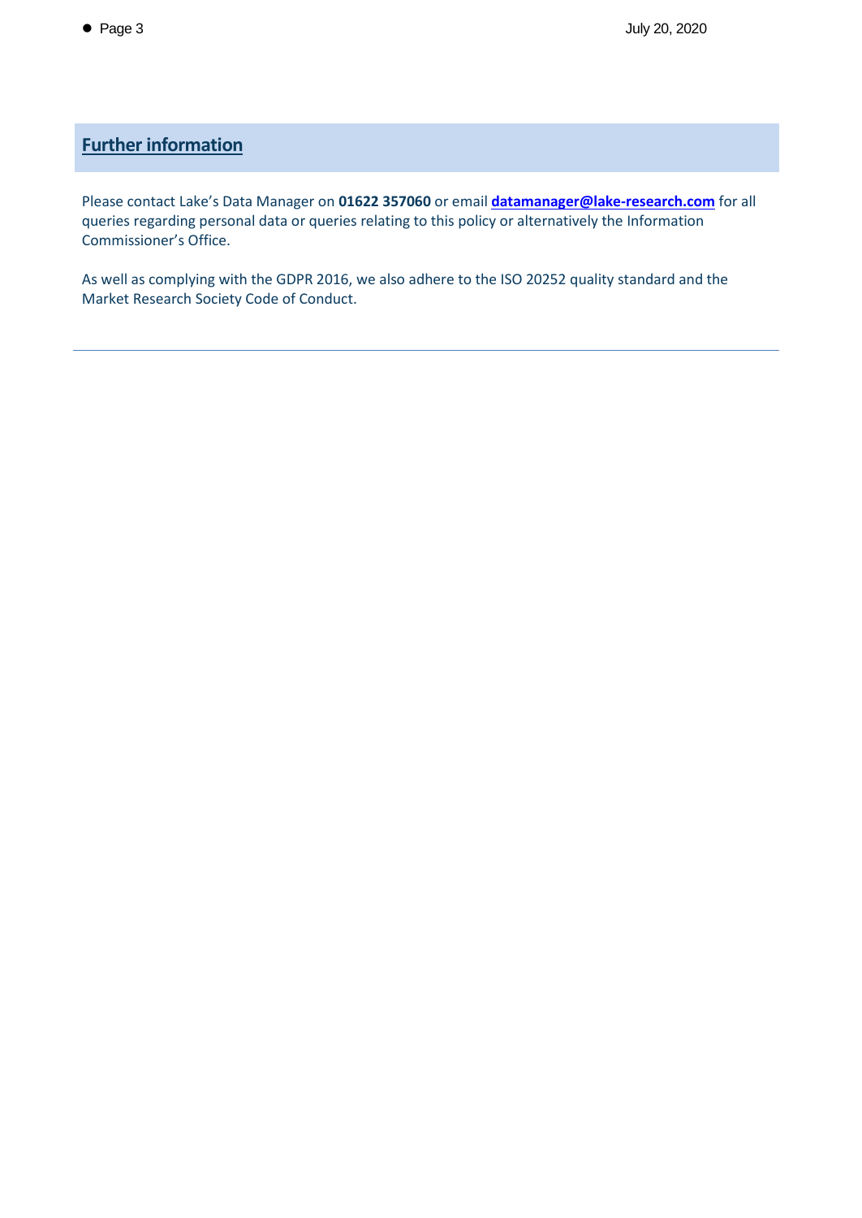## Further information

Please contact Lake's Data Manager on **01622 357060** or email **datamanager@lake-research.com** for all queries regarding personal data or queries relating to this policy or alternatively the Information Commissioner's Office.

As well as complying with the GDPR 2016, we also adhere to the ISO 20252 quality standard and the Market Research Society Code of Conduct.

---